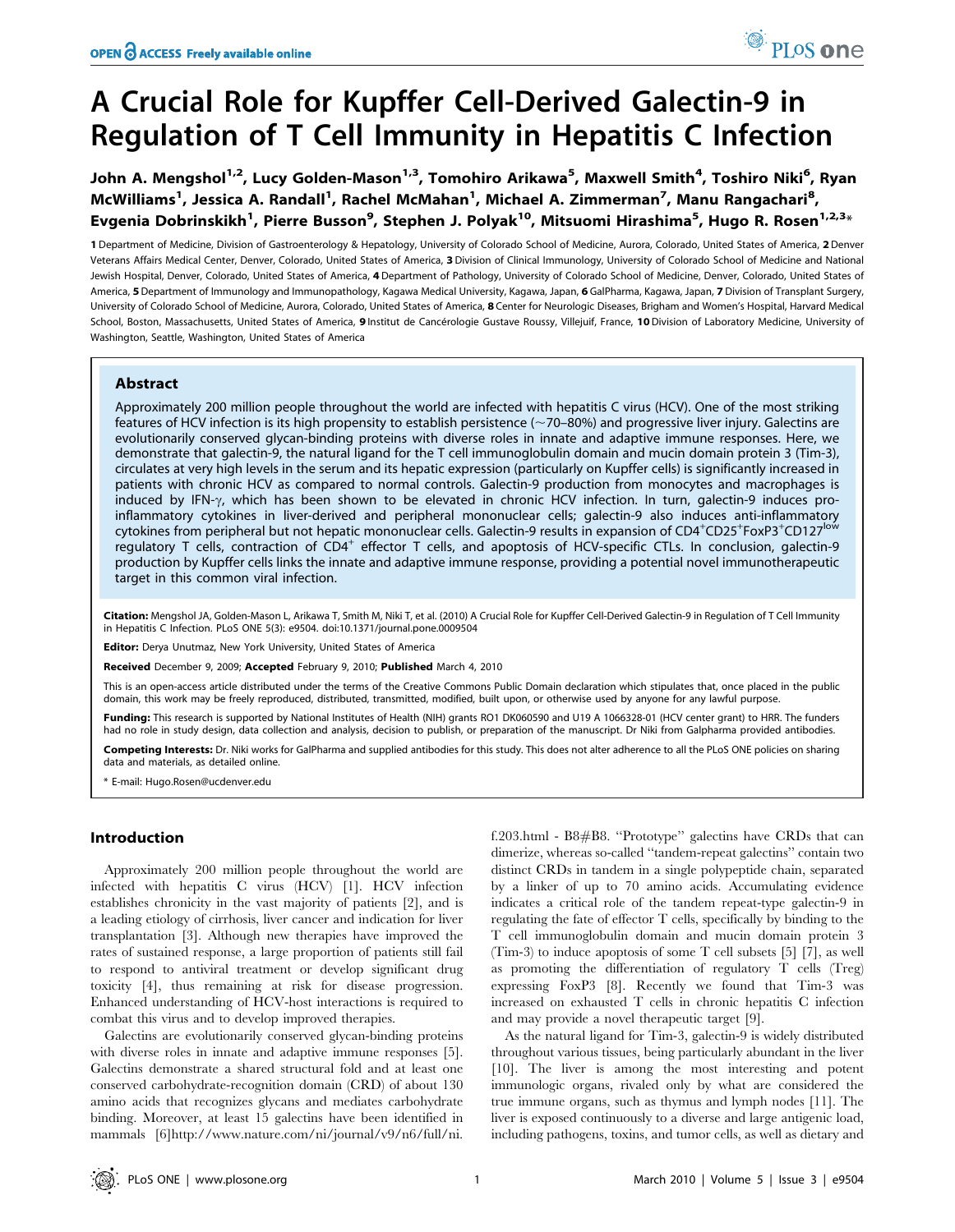# A Crucial Role for Kupffer Cell-Derived Galectin-9 in Regulation of T Cell Immunity in Hepatitis C Infection

John A. Mengshol[1,2], Lucy Golden-Mason[1,3], Tomohiro Arikawa[5], Maxwell Smith[4], Toshiro Niki[6], Ryan McWilliams[1], Jessica A. Randall[1], Rachel McMahan[1], Michael A. Zimmerman[7], Manu Rangachari[8], Evgenia Dobrinskikh[1], Pierre Busson[9], Stephen J. Polyak[10], Mitsuomi Hirashima[5], Hugo R. Rosen[1,2,3]*

1 Department of Medicine, Division of Gastroenterology & Hepatology, University of Colorado School of Medicine, Aurora, Colorado, United States of America, 2 Denver Veterans Affairs Medical Center, Denver, Colorado, United States of America, 3 Division of Clinical Immunology, University of Colorado School of Medicine and National Jewish Hospital, Denver, Colorado, United States of America, 4 Department of Pathology, University of Colorado School of Medicine, Denver, Colorado, United States of America, 5 Department of Immunology and Immunopathology, Kagawa Medical University, Kagawa, Japan, 6 GalPharma, Kagawa, Japan, 7 Division of Transplant Surgery, University of Colorado School of Medicine, Aurora, Colorado, United States of America, 8 Center for Neurologic Diseases, Brigham and Women's Hospital, Harvard Medical School, Boston, Massachusetts, United States of America, 9 Institut de Cancérologie Gustave Roussy, Villejuif, France, 10 Division of Laboratory Medicine, University of Washington, Seattle, Washington, United States of America

## Abstract

Approximately 200 million people throughout the world are infected with hepatitis C virus (HCV). One of the most striking features of HCV infection is its high propensity to establish persistence (~70–80%) and progressive liver injury. Galectins are evolutionarily conserved glycan-binding proteins with diverse roles in innate and adaptive immune responses. Here, we demonstrate that galectin-9, the natural ligand for the T cell immunoglobulin domain and mucin domain protein 3 (Tim-3), circulates at very high levels in the serum and its hepatic expression (particularly on Kupffer cells) is significantly increased in patients with chronic HCV as compared to normal controls. Galectin-9 production from monocytes and macrophages is induced by IFN-γ, which has been shown to be elevated in chronic HCV infection. In turn, galectin-9 induces pro-inflammatory cytokines in liver-derived and peripheral mononuclear cells; galectin-9 also induces anti-inflammatory cytokines from peripheral but not hepatic mononuclear cells. Galectin-9 results in expansion of $CD4^{+}CD25^{+}FoxP3^{+}CD127^{low}$ regulatory T cells, contraction of $CD4^{+}$ effector T cells, and apoptosis of HCV-specific CTLs. In conclusion, galectin-9 production by Kupffer cells links the innate and adaptive immune response, providing a potential novel immunotherapeutic target in this common viral infection.

**Citation:** Mengshol JA, Golden-Mason L, Arikawa T, Smith M, Niki T, et al. (2010) A Crucial Role for Kupffer Cell-Derived Galectin-9 in Regulation of T Cell Immunity in Hepatitis C Infection. PLoS ONE 5(3): e9504. doi:10.1371/journal.pone.0009504

**Editor:** Derya Unutmaz, New York University, United States of America

**Received** December 9, 2009; **Accepted** February 9, 2010; **Published** March 4, 2010

This is an open-access article distributed under the terms of the Creative Commons Public Domain declaration which stipulates that, once placed in the public domain, this work may be freely reproduced, distributed, transmitted, modified, built upon, or otherwise used by anyone for any lawful purpose.

**Funding:** This research is supported by National Institutes of Health (NIH) grants RO1 DK060590 and U19 A 1066328-01 (HCV center grant) to HRR. The funders had no role in study design, data collection and analysis, decision to publish, or preparation of the manuscript. Dr Niki from Galpharma provided antibodies.

**Competing Interests:** Dr. Niki works for GalPharma and supplied antibodies for this study. This does not alter adherence to all the PLoS ONE policies on sharing data and materials, as detailed online.

* E-mail: Hugo.Rosen@ucdenver.edu

## Introduction

Approximately 200 million people throughout the world are infected with hepatitis C virus (HCV) [1]. HCV infection establishes chronicity in the vast majority of patients [2], and is a leading etiology of cirrhosis, liver cancer and indication for liver transplantation [3]. Although new therapies have improved the rates of sustained response, a large proportion of patients still fail to respond to antiviral treatment or develop significant drug toxicity [4], thus remaining at risk for disease progression. Enhanced understanding of HCV-host interactions is required to combat this virus and to develop improved therapies.

Galectins are evolutionarily conserved glycan-binding proteins with diverse roles in innate and adaptive immune responses [5]. Galectins demonstrate a shared structural fold and at least one conserved carbohydrate-recognition domain (CRD) of about 130 amino acids that recognizes glycans and mediates carbohydrate binding. Moreover, at least 15 galectins have been identified in mammals [6]http://www.nature.com/ni/journal/v9/n6/full/ni.f.203.html - B8#B8. "Prototype" galectins have CRDs that can dimerize, whereas so-called "tandem-repeat galectins" contain two distinct CRDs in tandem in a single polypeptide chain, separated by a linker of up to 70 amino acids. Accumulating evidence indicates a critical role of the tandem repeat-type galectin-9 in regulating the fate of effector T cells, specifically by binding to the T cell immunoglobulin domain and mucin domain protein 3 (Tim-3) to induce apoptosis of some T cell subsets [5] [7], as well as promoting the differentiation of regulatory T cells (Treg) expressing FoxP3 [8]. Recently we found that Tim-3 was increased on exhausted T cells in chronic hepatitis C infection and may provide a novel therapeutic target [9].

As the natural ligand for Tim-3, galectin-9 is widely distributed throughout various tissues, being particularly abundant in the liver [10]. The liver is among the most interesting and potent immunologic organs, rivaled only by what are considered the true immune organs, such as thymus and lymph nodes [11]. The liver is exposed continuously to a diverse and large antigenic load, including pathogens, toxins, and tumor cells, as well as dietary and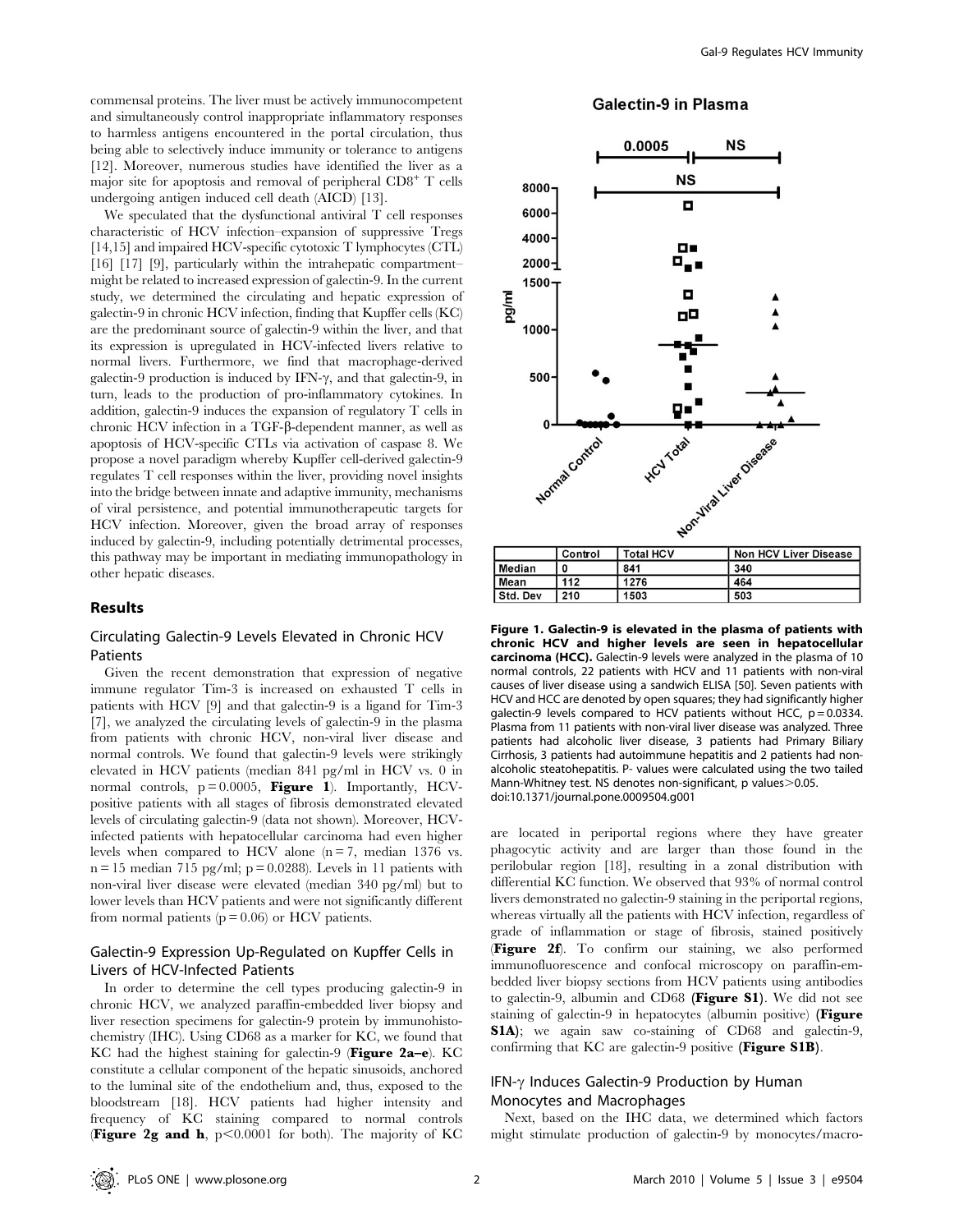commensal proteins. The liver must be actively immunocompetent and simultaneously control inappropriate inflammatory responses to harmless antigens encountered in the portal circulation, thus being able to selectively induce immunity or tolerance to antigens [12]. Moreover, numerous studies have identified the liver as a major site for apoptosis and removal of peripheral $CD8^+$ T cells undergoing antigen induced cell death (AICD) [13].

We speculated that the dysfunctional antiviral T cell responses characteristic of HCV infection–expansion of suppressive Tregs [14,15] and impaired HCV-specific cytotoxic T lymphocytes (CTL) [16] [17] [9], particularly within the intrahepatic compartment–might be related to increased expression of galectin-9. In the current study, we determined the circulating and hepatic expression of galectin-9 in chronic HCV infection, finding that Kupffer cells (KC) are the predominant source of galectin-9 within the liver, and that its expression is upregulated in HCV-infected livers relative to normal livers. Furthermore, we find that macrophage-derived galectin-9 production is induced by IFN-γ, and that galectin-9, in turn, leads to the production of pro-inflammatory cytokines. In addition, galectin-9 induces the expansion of regulatory T cells in chronic HCV infection in a TGF-β-dependent manner, as well as apoptosis of HCV-specific CTLs via activation of caspase 8. We propose a novel paradigm whereby Kupffer cell-derived galectin-9 regulates T cell responses within the liver, providing novel insights into the bridge between innate and adaptive immunity, mechanisms of viral persistence, and potential immunotherapeutic targets for HCV infection. Moreover, given the broad array of responses induced by galectin-9, including potentially detrimental processes, this pathway may be important in mediating immunopathology in other hepatic diseases.

## Results

### Circulating Galectin-9 Levels Elevated in Chronic HCV Patients

Given the recent demonstration that expression of negative immune regulator Tim-3 is increased on exhausted T cells in patients with HCV [9] and that galectin-9 is a ligand for Tim-3 [7], we analyzed the circulating levels of galectin-9 in the plasma from patients with chronic HCV, non-viral liver disease and normal controls. We found that galectin-9 levels were strikingly elevated in HCV patients (median 841 pg/ml in HCV vs. 0 in normal controls, $p = 0.0005$, **Figure 1**). Importantly, HCV-positive patients with all stages of fibrosis demonstrated elevated levels of circulating galectin-9 (data not shown). Moreover, HCV-infected patients with hepatocellular carcinoma had even higher levels when compared to HCV alone ($n = 7$, median 1376 vs. $n = 15$ median 715 pg/ml; $p = 0.0288$). Levels in 11 patients with non-viral liver disease were elevated (median 340 pg/ml) but to lower levels than HCV patients and were not significantly different from normal patients ($p = 0.06$) or HCV patients.

### Galectin-9 Expression Up-Regulated on Kupffer Cells in Livers of HCV-Infected Patients

In order to determine the cell types producing galectin-9 in chronic HCV, we analyzed paraffin-embedded liver biopsy and liver resection specimens for galectin-9 protein by immunohistochemistry (IHC). Using CD68 as a marker for KC, we found that KC had the highest staining for galectin-9 (**Figure 2a–e**). KC constitute a cellular component of the hepatic sinusoids, anchored to the luminal site of the endothelium and, thus, exposed to the bloodstream [18]. HCV patients had higher intensity and frequency of KC staining compared to normal controls (**Figure 2g and h**, $p<0.0001$ for both). The majority of KC are located in periportal regions where they have greater phagocytic activity and are larger than those found in the perilobular region [18], resulting in a zonal distribution with differential KC function. We observed that 93% of normal control livers demonstrated no galectin-9 staining in the periportal regions, whereas virtually all the patients with HCV infection, regardless of grade of inflammation or stage of fibrosis, stained positively (**Figure 2f**). To confirm our staining, we also performed immunofluorescence and confocal microscopy on paraffin-embedded liver biopsy sections from HCV patients using antibodies to galectin-9, albumin and CD68 (**Figure S1**). We did not see staining of galectin-9 in hepatocytes (albumin positive) (**Figure S1A**); we again saw co-staining of CD68 and galectin-9, confirming that KC are galectin-9 positive (**Figure S1B**).

### IFN-γ Induces Galectin-9 Production by Human Monocytes and Macrophages

Next, based on the IHC data, we determined which factors might stimulate production of galectin-9 by monocytes/macro-

| | Control | Total HCV | Non HCV Liver Disease |
|---|---|---|---|
| Median | 0 | 841 | 340 |
| Mean | 112 | 1276 | 464 |
| Std. Dev | 210 | 1503 | 503 |

**Figure 1. Galectin-9 is elevated in the plasma of patients with chronic HCV and higher levels are seen in hepatocellular carcinoma (HCC).** Galectin-9 levels were analyzed in the plasma of 10 normal controls, 22 patients with HCV and 11 patients with non-viral causes of liver disease using a sandwich ELISA [50]. Seven patients with HCV and HCC are denoted by open squares; they had significantly higher galectin-9 levels compared to HCV patients without HCC, $p = 0.0334$. Plasma from 11 patients with non-viral liver disease was analyzed. Three patients had alcoholic liver disease, 3 patients had Primary Biliary Cirrhosis, 3 patients had autoimmune hepatitis and 2 patients had non-alcoholic steatohepatitis. P- values were calculated using the two tailed Mann-Whitney test. NS denotes non-significant, p values$>0.05$.
doi:10.1371/journal.pone.0009504.g001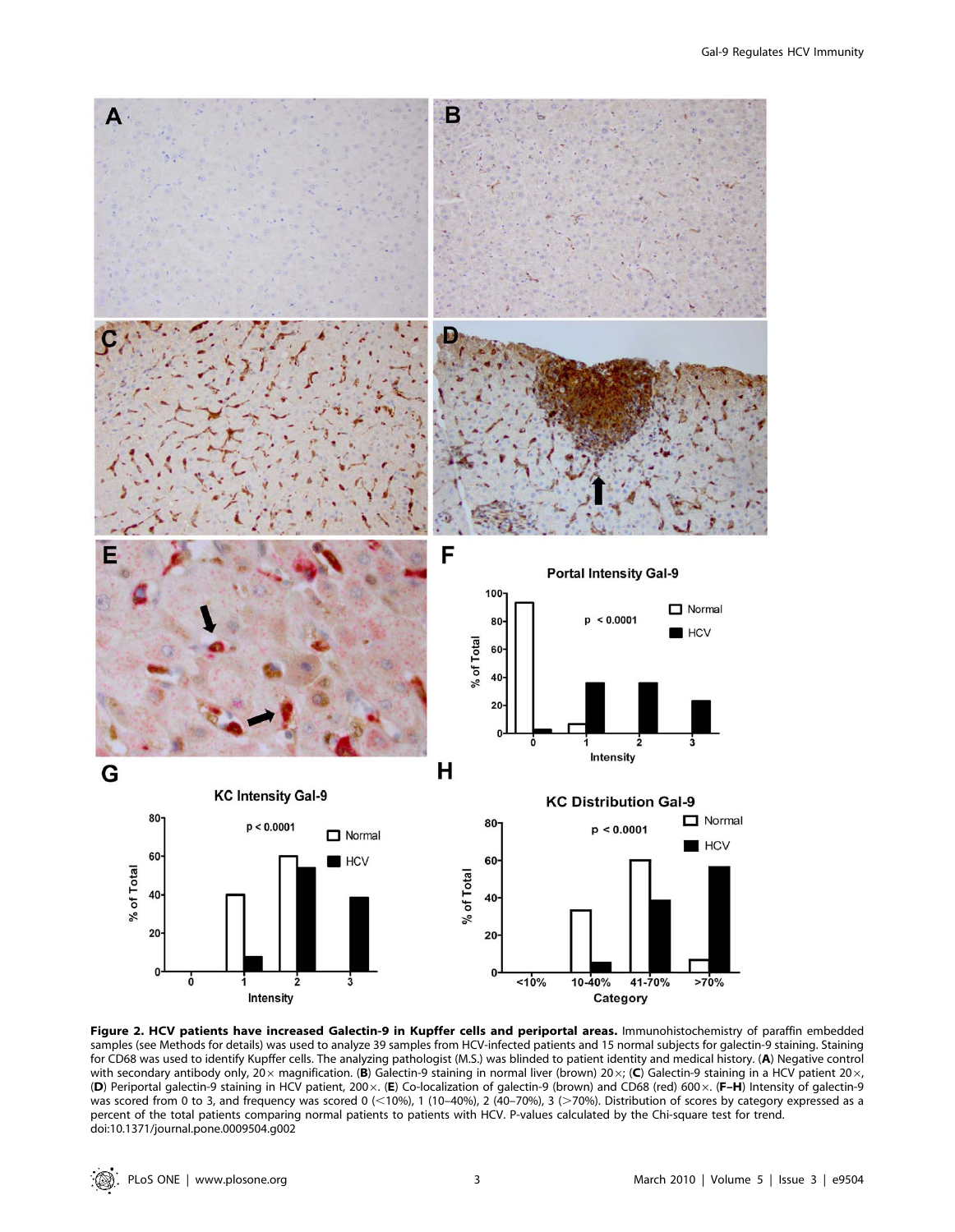**Figure 2. HCV patients have increased Galectin-9 in Kupffer cells and periportal areas.** Immunohistochemistry of paraffin embedded samples (see Methods for details) was used to analyze 39 samples from HCV-infected patients and 15 normal subjects for galectin-9 staining. Staining for CD68 was used to identify Kupffer cells. The analyzing pathologist (M.S.) was blinded to patient identity and medical history. (**A**) Negative control with secondary antibody only, 20× magnification. (**B**) Galectin-9 staining in normal liver (brown) 20×; (**C**) Galectin-9 staining in a HCV patient 20×, (**D**) Periportal galectin-9 staining in HCV patient, 200×. (**E**) Co-localization of galectin-9 (brown) and CD68 (red) 600×. (**F–H**) Intensity of galectin-9 was scored from 0 to 3, and frequency was scored 0 (<10%), 1 (10–40%), 2 (40–70%), 3 (>70%). Distribution of scores by category expressed as a percent of the total patients comparing normal patients to patients with HCV. P-values calculated by the Chi-square test for trend.
doi:10.1371/journal.pone.0009504.g002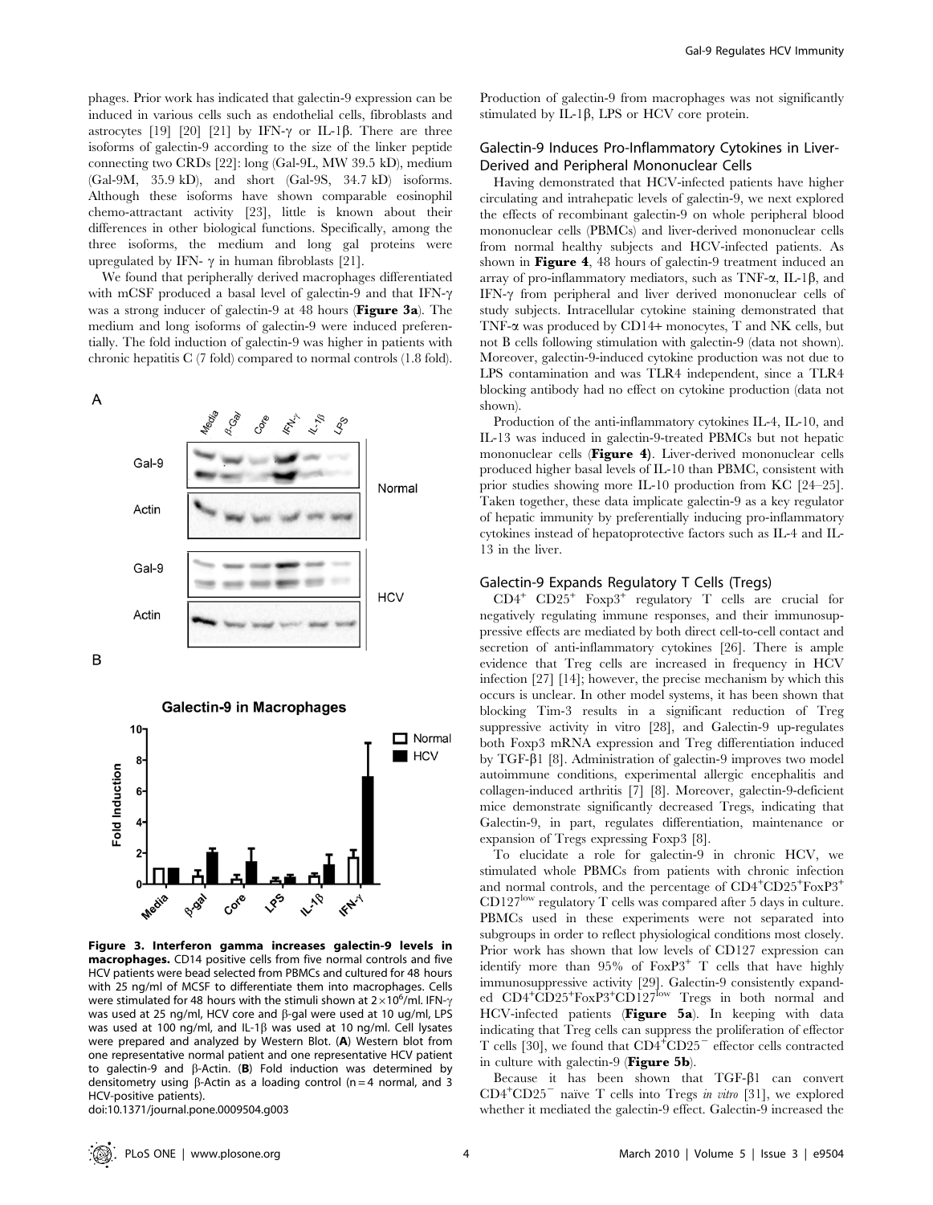phages. Prior work has indicated that galectin-9 expression can be induced in various cells such as endothelial cells, fibroblasts and astrocytes [19] [20] [21] by IFN-$\gamma$ or IL-1$\beta$. There are three isoforms of galectin-9 according to the size of the linker peptide connecting two CRDs [22]: long (Gal-9L, MW 39.5 kD), medium (Gal-9M, 35.9 kD), and short (Gal-9S, 34.7 kD) isoforms. Although these isoforms have shown comparable eosinophil chemo-attractant activity [23], little is known about their differences in other biological functions. Specifically, among the three isoforms, the medium and long gal proteins were upregulated by IFN- $\gamma$ in human fibroblasts [21].

We found that peripherally derived macrophages differentiated with mCSF produced a basal level of galectin-9 and that IFN-$\gamma$ was a strong inducer of galectin-9 at 48 hours (**Figure 3a**). The medium and long isoforms of galectin-9 were induced preferentially. The fold induction of galectin-9 was higher in patients with chronic hepatitis C (7 fold) compared to normal controls (1.8 fold).

**Figure 3. Interferon gamma increases galectin-9 levels in macrophages.** CD14 positive cells from five normal controls and five HCV patients were bead selected from PBMCs and cultured for 48 hours with 25 ng/ml of MCSF to differentiate them into macrophages. Cells were stimulated for 48 hours with the stimuli shown at $2\times10^6$/ml. IFN-$\gamma$ was used at 25 ng/ml, HCV core and $\beta$-gal were used at 10 ug/ml, LPS was used at 100 ng/ml, and IL-1$\beta$ was used at 10 ng/ml. Cell lysates were prepared and analyzed by Western Blot. (**A**) Western blot from one representative normal patient and one representative HCV patient to galectin-9 and $\beta$-Actin. (**B**) Fold induction was determined by densitometry using $\beta$-Actin as a loading control (n = 4 normal, and 3 HCV-positive patients).
doi:10.1371/journal.pone.0009504.g003

Production of galectin-9 from macrophages was not significantly stimulated by IL-1$\beta$, LPS or HCV core protein.

### Galectin-9 Induces Pro-Inflammatory Cytokines in Liver-Derived and Peripheral Mononuclear Cells

Having demonstrated that HCV-infected patients have higher circulating and intrahepatic levels of galectin-9, we next explored the effects of recombinant galectin-9 on whole peripheral blood mononuclear cells (PBMCs) and liver-derived mononuclear cells from normal healthy subjects and HCV-infected patients. As shown in **Figure 4**, 48 hours of galectin-9 treatment induced an array of pro-inflammatory mediators, such as TNF-$\alpha$, IL-1$\beta$, and IFN-$\gamma$ from peripheral and liver derived mononuclear cells of study subjects. Intracellular cytokine staining demonstrated that TNF-$\alpha$ was produced by CD14+ monocytes, T and NK cells, but not B cells following stimulation with galectin-9 (data not shown). Moreover, galectin-9-induced cytokine production was not due to LPS contamination and was TLR4 independent, since a TLR4 blocking antibody had no effect on cytokine production (data not shown).

Production of the anti-inflammatory cytokines IL-4, IL-10, and IL-13 was induced in galectin-9-treated PBMCs but not hepatic mononuclear cells (**Figure 4**). Liver-derived mononuclear cells produced higher basal levels of IL-10 than PBMC, consistent with prior studies showing more IL-10 production from KC [24–25]. Taken together, these data implicate galectin-9 as a key regulator of hepatic immunity by preferentially inducing pro-inflammatory cytokines instead of hepatoprotective factors such as IL-4 and IL-13 in the liver.

### Galectin-9 Expands Regulatory T Cells (Tregs)

$CD4^+$ $CD25^+$ $Foxp3^+$ regulatory T cells are crucial for negatively regulating immune responses, and their immunosuppressive effects are mediated by both direct cell-to-cell contact and secretion of anti-inflammatory cytokines [26]. There is ample evidence that Treg cells are increased in frequency in HCV infection [27] [14]; however, the precise mechanism by which this occurs is unclear. In other model systems, it has been shown that blocking Tim-3 results in a significant reduction of Treg suppressive activity in vitro [28], and Galectin-9 up-regulates both Foxp3 mRNA expression and Treg differentiation induced by TGF-$\beta$1 [8]. Administration of galectin-9 improves two model autoimmune conditions, experimental allergic encephalitis and collagen-induced arthritis [7] [8]. Moreover, galectin-9-deficient mice demonstrate significantly decreased Tregs, indicating that Galectin-9, in part, regulates differentiation, maintenance or expansion of Tregs expressing Foxp3 [8].

To elucidate a role for galectin-9 in chronic HCV, we stimulated whole PBMCs from patients with chronic infection and normal controls, and the percentage of $CD4^+CD25^+FoxP3^+CD127^{low}$ regulatory T cells was compared after 5 days in culture. PBMCs used in these experiments were not separated into subgroups in order to reflect physiological conditions most closely. Prior work has shown that low levels of CD127 expression can identify more than 95% of $FoxP3^+$ T cells that have highly immunosuppressive activity [29]. Galectin-9 consistently expanded $CD4^+CD25^+FoxP3^+CD127^{low}$ Tregs in both normal and HCV-infected patients (**Figure 5a**). In keeping with data indicating that Treg cells can suppress the proliferation of effector T cells [30], we found that $CD4^+CD25^-$ effector cells contracted in culture with galectin-9 (**Figure 5b**).

Because it has been shown that TGF-$\beta$1 can convert $CD4^+CD25^-$ naive T cells into Tregs *in vitro* [31], we explored whether it mediated the galectin-9 effect. Galectin-9 increased the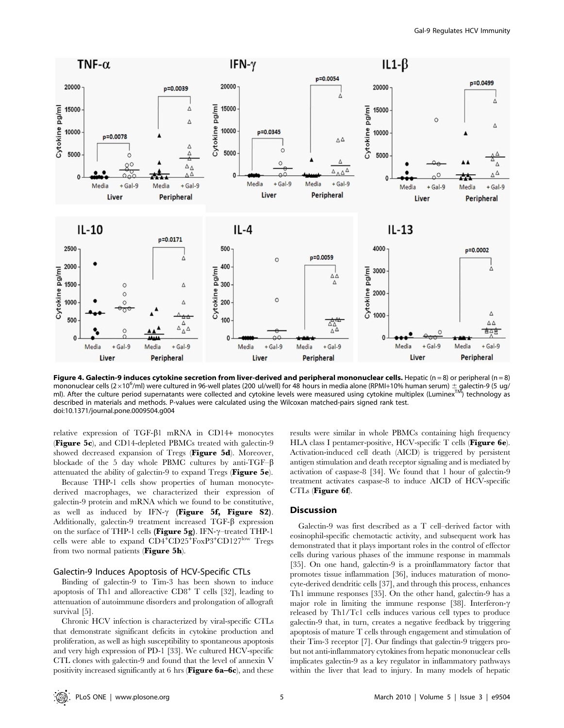**Figure 4. Galectin-9 induces cytokine secretion from liver-derived and peripheral mononuclear cells.** Hepatic (n = 8) or peripheral (n = 8) mononuclear cells ($2\times10^6$/ml) were cultured in 96-well plates (200 ul/well) for 48 hours in media alone (RPMI+10% human serum) ± galectin-9 (5 ug/ml). After the culture period supernatants were collected and cytokine levels were measured using cytokine multiplex (Luminex™) technology as described in materials and methods. P-values were calculated using the Wilcoxan matched-pairs signed rank test.
doi:10.1371/journal.pone.0009504.g004

relative expression of TGF-β1 mRNA in CD14+ monocytes (**Figure 5c**), and CD14-depleted PBMCs treated with galectin-9 showed decreased expansion of Tregs (**Figure 5d**). Moreover, blockade of the 5 day whole PBMC cultures by anti-TGF–β attenuated the ability of galectin-9 to expand Tregs (**Figure 5e**).

Because THP-1 cells show properties of human monocyte-derived macrophages, we characterized their expression of galectin-9 protein and mRNA which we found to be constitutive, as well as induced by IFN-γ (**Figure 5f, Figure S2**). Additionally, galectin-9 treatment increased TGF-β expression on the surface of THP-1 cells (**Figure 5g**). IFN-γ–treated THP-1 cells were able to expand $CD4^+CD25^+FoxP3^+CD127^{low}$ Tregs from two normal patients (**Figure 5h**).

### Galectin-9 Induces Apoptosis of HCV-Specific CTLs

Binding of galectin-9 to Tim-3 has been shown to induce apoptosis of Th1 and alloreactive $CD8^+$ T cells [32], leading to attenuation of autoimmune disorders and prolongation of allograft survival [5].

Chronic HCV infection is characterized by viral-specific CTLs that demonstrate significant deficits in cytokine production and proliferation, as well as high susceptibility to spontaneous apoptosis and very high expression of PD-1 [33]. We cultured HCV-specific CTL clones with galectin-9 and found that the level of annexin V positivity increased significantly at 6 hrs (**Figure 6a–6c**), and these results were similar in whole PBMCs containing high frequency HLA class I pentamer-positive, HCV-specific T cells (**Figure 6e**). Activation-induced cell death (AICD) is triggered by persistent antigen stimulation and death receptor signaling and is mediated by activation of caspase-8 [34]. We found that 1 hour of galectin-9 treatment activates caspase-8 to induce AICD of HCV-specific CTLs (**Figure 6f**).

## Discussion

Galectin-9 was first described as a T cell–derived factor with eosinophil-specific chemotactic activity, and subsequent work has demonstrated that it plays important roles in the control of effector cells during various phases of the immune response in mammals [35]. On one hand, galectin-9 is a proinflammatory factor that promotes tissue inflammation [36], induces maturation of monocyte-derived dendritic cells [37], and through this process, enhances Th1 immune responses [35]. On the other hand, galectin-9 has a major role in limiting the immune response [38]. Interferon-γ released by Th1/Tc1 cells induces various cell types to produce galectin-9 that, in turn, creates a negative feedback by triggering apoptosis of mature T cells through engagement and stimulation of their Tim-3 receptor [7]. Our findings that galectin-9 triggers pro- but not anti-inflammatory cytokines from hepatic mononuclear cells implicates galectin-9 as a key regulator in inflammatory pathways within the liver that lead to injury. In many models of hepatic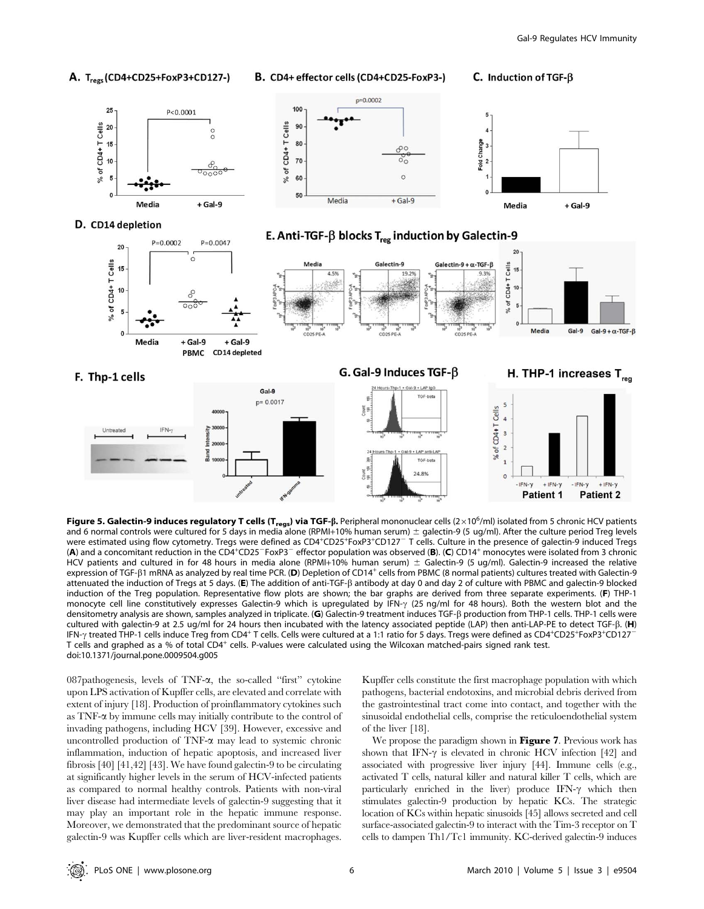**Figure 5. Galectin-9 induces regulatory T cells ($T_{regs}$) via TGF-β.** Peripheral mononuclear cells ($2\times10^6$/ml) isolated from 5 chronic HCV patients and 6 normal controls were cultured for 5 days in media alone (RPMI+10% human serum) ± galectin-9 (5 ug/ml). After the culture period Treg levels were estimated using flow cytometry. Tregs were defined as $CD4^+CD25^+FoxP3^+CD127^-$ T cells. Culture in the presence of galectin-9 induced Tregs (**A**) and a concomitant reduction in the $CD4^+CD25^-FoxP3^-$ effector population was observed (**B**). (**C**) $CD14^+$ monocytes were isolated from 3 chronic HCV patients and cultured in for 48 hours in media alone (RPMI+10% human serum) ± Galectin-9 (5 ug/ml). Galectin-9 increased the relative expression of TGF-β1 mRNA as analyzed by real time PCR. (**D**) Depletion of $CD14^+$ cells from PBMC (8 normal patients) cultures treated with Galectin-9 attenuated the induction of Tregs at 5 days. (**E**) The addition of anti-TGF-β antibody at day 0 and day 2 of culture with PBMC and galectin-9 blocked induction of the Treg population. Representative flow plots are shown; the bar graphs are derived from three separate experiments. (**F**) THP-1 monocyte cell line constitutively expresses Galectin-9 which is upregulated by IFN-γ (25 ng/ml for 48 hours). Both the western blot and the densitometry analysis are shown, samples analyzed in triplicate. (**G**) Galectin-9 treatment induces TGF-β production from THP-1 cells. THP-1 cells were cultured with galectin-9 at 2.5 ug/ml for 24 hours then incubated with the latency associated peptide (LAP) then anti-LAP-PE to detect TGF-β. (**H**) IFN-γ treated THP-1 cells induce Treg from $CD4^+$ T cells. Cells were cultured at a 1:1 ratio for 5 days. Tregs were defined as $CD4^+CD25^+FoxP3^+CD127^-$ T cells and graphed as a % of total $CD4^+$ cells. P-values were calculated using the Wilcoxan matched-pairs signed rank test.
doi:10.1371/journal.pone.0009504.g005

087pathogenesis, levels of TNF-α, the so-called "first" cytokine upon LPS activation of Kupffer cells, are elevated and correlate with extent of injury [18]. Production of proinflammatory cytokines such as TNF-α by immune cells may initially contribute to the control of invading pathogens, including HCV [39]. However, excessive and uncontrolled production of TNF-α may lead to systemic chronic inflammation, induction of hepatic apoptosis, and increased liver fibrosis [40] [41,42] [43]. We have found galectin-9 to be circulating at significantly higher levels in the serum of HCV-infected patients as compared to normal healthy controls. Patients with non-viral liver disease had intermediate levels of galectin-9 suggesting that it may play an important role in the hepatic immune response. Moreover, we demonstrated that the predominant source of hepatic galectin-9 was Kupffer cells which are liver-resident macrophages. Kupffer cells constitute the first macrophage population with which pathogens, bacterial endotoxins, and microbial debris derived from the gastrointestinal tract come into contact, and together with the sinusoidal endothelial cells, comprise the reticuloendothelial system of the liver [18].

We propose the paradigm shown in **Figure 7**. Previous work has shown that IFN-γ is elevated in chronic HCV infection [42] and associated with progressive liver injury [44]. Immune cells (e.g., activated T cells, natural killer and natural killer T cells, which are particularly enriched in the liver) produce IFN-γ which then stimulates galectin-9 production by hepatic KCs. The strategic location of KCs within hepatic sinusoids [45] allows secreted and cell surface-associated galectin-9 to interact with the Tim-3 receptor on T cells to dampen Th1/Tc1 immunity. KC-derived galectin-9 induces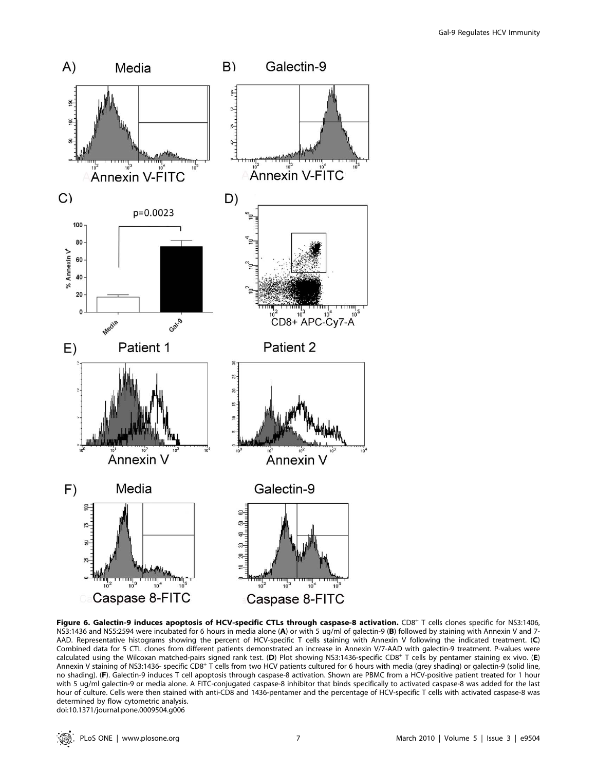**Figure 6. Galectin-9 induces apoptosis of HCV-specific CTLs through caspase-8 activation.** $CD8^+$ T cells clones specific for NS3:1406, NS3:1436 and NS5:2594 were incubated for 6 hours in media alone (**A**) or with 5 ug/ml of galectin-9 (**B**) followed by staining with Annexin V and 7-AAD. Representative histograms showing the percent of HCV-specific T cells staining with Annexin V following the indicated treatment. (**C**) Combined data for 5 CTL clones from different patients demonstrated an increase in Annexin V/7-AAD with galectin-9 treatment. P-values were calculated using the Wilcoxan matched-pairs signed rank test. (**D**) Plot showing NS3:1436-specific $CD8^+$ T cells by pentamer staining ex vivo. (**E**) Annexin V staining of NS3:1436- specific $CD8^+$ T cells from two HCV patients cultured for 6 hours with media (grey shading) or galectin-9 (solid line, no shading). (**F**). Galectin-9 induces T cell apoptosis through caspase-8 activation. Shown are PBMC from a HCV-positive patient treated for 1 hour with 5 ug/ml galectin-9 or media alone. A FITC-conjugated caspase-8 inhibitor that binds specifically to activated caspase-8 was added for the last hour of culture. Cells were then stained with anti-CD8 and 1436-pentamer and the percentage of HCV-specific T cells with activated caspase-8 was determined by flow cytometric analysis.

doi:10.1371/journal.pone.0009504.g006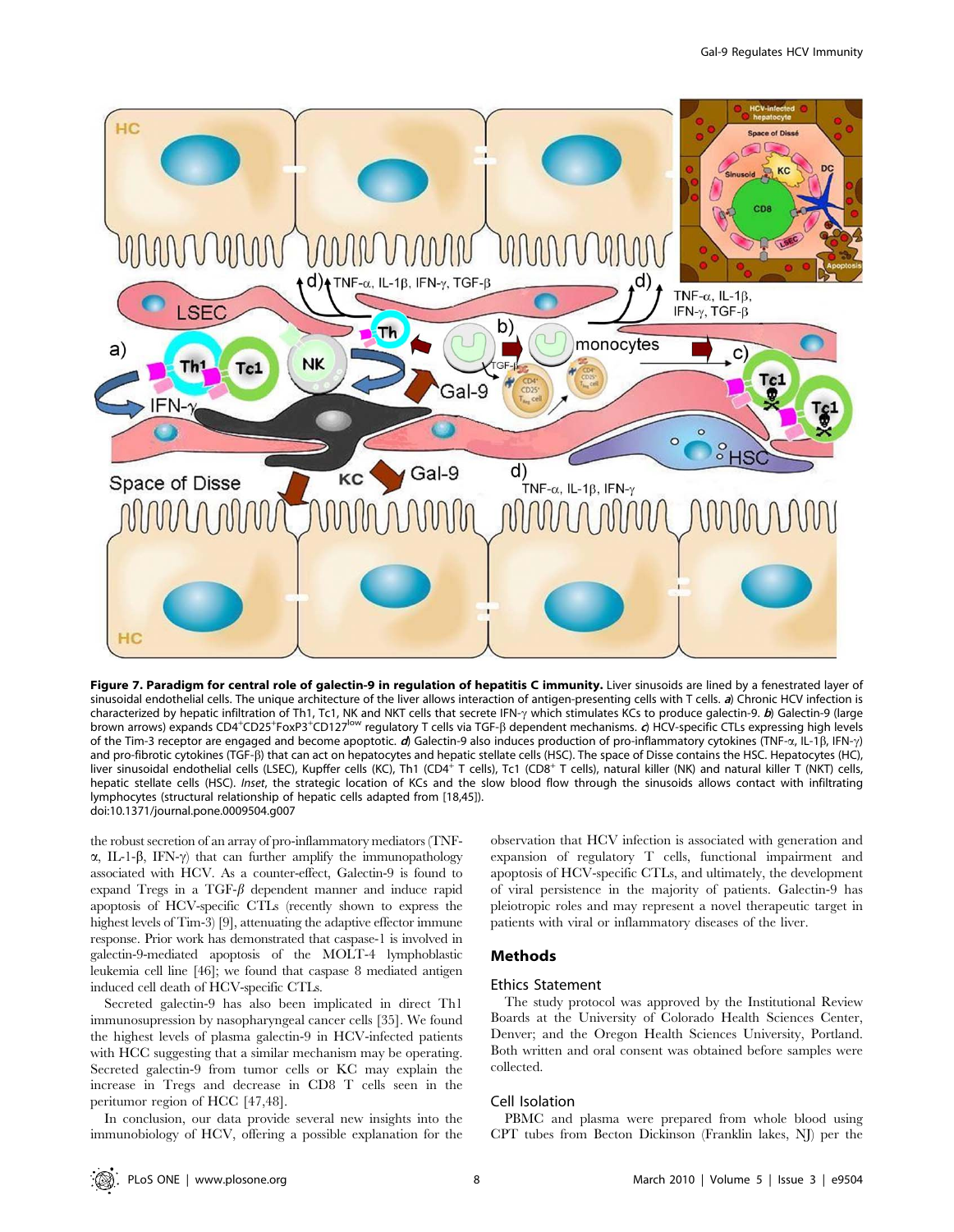**Figure 7. Paradigm for central role of galectin-9 in regulation of hepatitis C immunity.** Liver sinusoids are lined by a fenestrated layer of sinusoidal endothelial cells. The unique architecture of the liver allows interaction of antigen-presenting cells with T cells. ***a)*** Chronic HCV infection is characterized by hepatic infiltration of Th1, Tc1, NK and NKT cells that secrete IFN-γ which stimulates KCs to produce galectin-9. ***b)*** Galectin-9 (large brown arrows) expands $CD4^+CD25^+FoxP3^+CD127^{low}$ regulatory T cells via TGF-β dependent mechanisms. ***c)*** HCV-specific CTLs expressing high levels of the Tim-3 receptor are engaged and become apoptotic. ***d)*** Galectin-9 also induces production of pro-inflammatory cytokines (TNF-α, IL-1β, IFN-γ) and pro-fibrotic cytokines (TGF-β) that can act on hepatocytes and hepatic stellate cells (HSC). The space of Disse contains the HSC. Hepatocytes (HC), liver sinusoidal endothelial cells (LSEC), Kupffer cells (KC), Th1 ($CD4^+$ T cells), Tc1 ($CD8^+$ T cells), natural killer (NK) and natural killer T (NKT) cells, hepatic stellate cells (HSC). *Inset*, the strategic location of KCs and the slow blood flow through the sinusoids allows contact with infiltrating lymphocytes (structural relationship of hepatic cells adapted from [18,45]).
doi:10.1371/journal.pone.0009504.g007

the robust secretion of an array of pro-inflammatory mediators (TNF-α, IL-1-β, IFN-γ) that can further amplify the immunopathology associated with HCV. As a counter-effect, Galectin-9 is found to expand Tregs in a TGF-β dependent manner and induce rapid apoptosis of HCV-specific CTLs (recently shown to express the highest levels of Tim-3) [9], attenuating the adaptive effector immune response. Prior work has demonstrated that caspase-1 is involved in galectin-9-mediated apoptosis of the MOLT-4 lymphoblastic leukemia cell line [46]; we found that caspase 8 mediated antigen induced cell death of HCV-specific CTLs.

Secreted galectin-9 has also been implicated in direct Th1 immunosupression by nasopharyngeal cancer cells [35]. We found the highest levels of plasma galectin-9 in HCV-infected patients with HCC suggesting that a similar mechanism may be operating. Secreted galectin-9 from tumor cells or KC may explain the increase in Tregs and decrease in CD8 T cells seen in the peritumor region of HCC [47,48].

In conclusion, our data provide several new insights into the immunobiology of HCV, offering a possible explanation for the observation that HCV infection is associated with generation and expansion of regulatory T cells, functional impairment and apoptosis of HCV-specific CTLs, and ultimately, the development of viral persistence in the majority of patients. Galectin-9 has pleiotropic roles and may represent a novel therapeutic target in patients with viral or inflammatory diseases of the liver.

## Methods

### Ethics Statement

The study protocol was approved by the Institutional Review Boards at the University of Colorado Health Sciences Center, Denver; and the Oregon Health Sciences University, Portland. Both written and oral consent was obtained before samples were collected.

### Cell Isolation

PBMC and plasma were prepared from whole blood using CPT tubes from Becton Dickinson (Franklin lakes, NJ) per the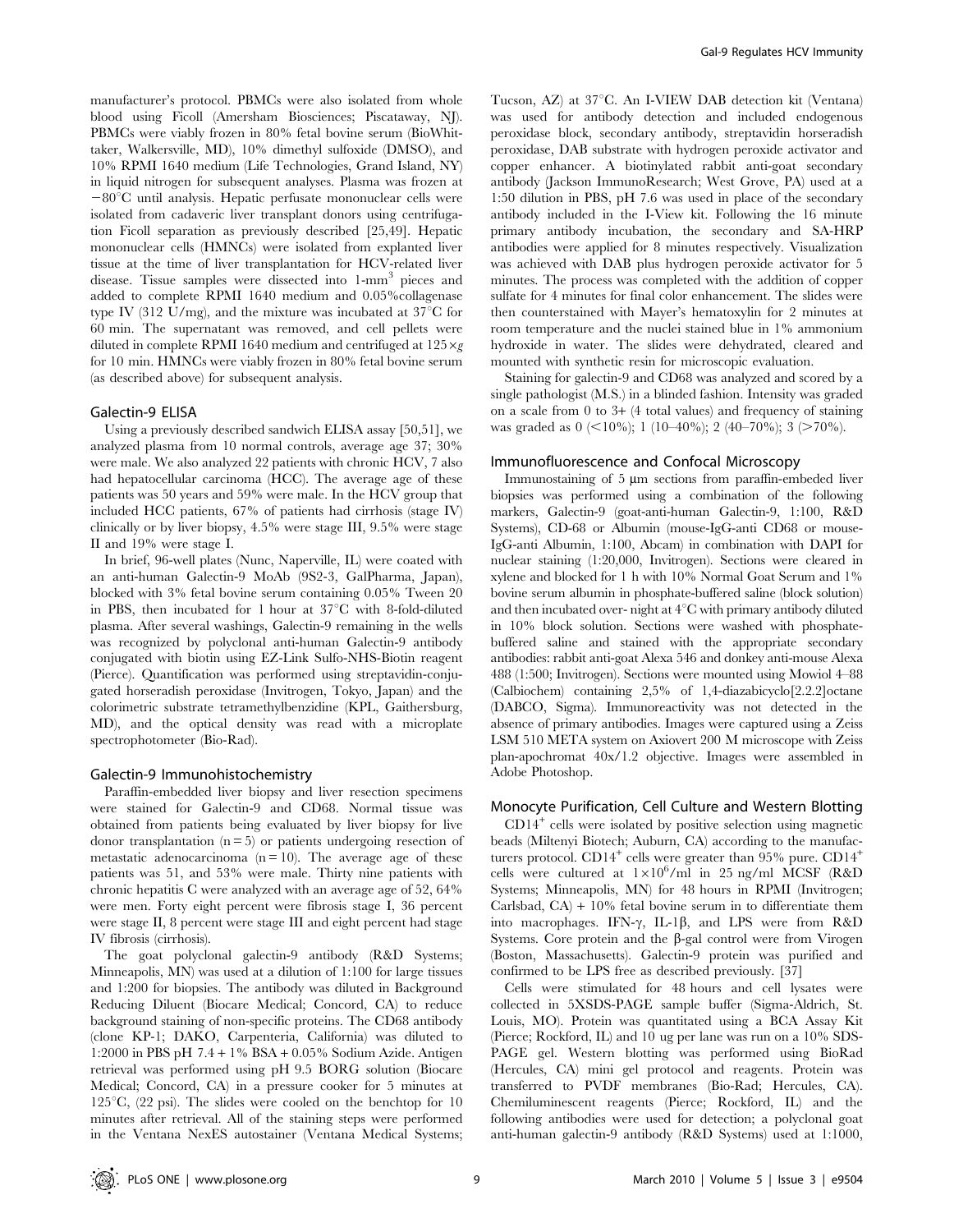manufacturer's protocol. PBMCs were also isolated from whole blood using Ficoll (Amersham Biosciences; Piscataway, NJ). PBMCs were viably frozen in 80% fetal bovine serum (BioWhittaker, Walkersville, MD), 10% dimethyl sulfoxide (DMSO), and 10% RPMI 1640 medium (Life Technologies, Grand Island, NY) in liquid nitrogen for subsequent analyses. Plasma was frozen at −80°C until analysis. Hepatic perfusate mononuclear cells were isolated from cadaveric liver transplant donors using centrifugation Ficoll separation as previously described [25,49]. Hepatic mononuclear cells (HMNCs) were isolated from explanted liver tissue at the time of liver transplantation for HCV-related liver disease. Tissue samples were dissected into 1-mm$^3$ pieces and added to complete RPMI 1640 medium and 0.05%collagenase type IV (312 U/mg), and the mixture was incubated at 37°C for 60 min. The supernatant was removed, and cell pellets were diluted in complete RPMI 1640 medium and centrifuged at $125\times g$ for 10 min. HMNCs were viably frozen in 80% fetal bovine serum (as described above) for subsequent analysis.

## Galectin-9 ELISA

Using a previously described sandwich ELISA assay [50,51], we analyzed plasma from 10 normal controls, average age 37; 30% were male. We also analyzed 22 patients with chronic HCV, 7 also had hepatocellular carcinoma (HCC). The average age of these patients was 50 years and 59% were male. In the HCV group that included HCC patients, 67% of patients had cirrhosis (stage IV) clinically or by liver biopsy, 4.5% were stage III, 9.5% were stage II and 19% were stage I.

In brief, 96-well plates (Nunc, Naperville, IL) were coated with an anti-human Galectin-9 MoAb (9S2-3, GalPharma, Japan), blocked with 3% fetal bovine serum containing 0.05% Tween 20 in PBS, then incubated for 1 hour at 37°C with 8-fold-diluted plasma. After several washings, Galectin-9 remaining in the wells was recognized by polyclonal anti-human Galectin-9 antibody conjugated with biotin using EZ-Link Sulfo-NHS-Biotin reagent (Pierce). Quantification was performed using streptavidin-conjugated horseradish peroxidase (Invitrogen, Tokyo, Japan) and the colorimetric substrate tetramethylbenzidine (KPL, Gaithersburg, MD), and the optical density was read with a microplate spectrophotometer (Bio-Rad).

## Galectin-9 Immunohistochemistry

Paraffin-embedded liver biopsy and liver resection specimens were stained for Galectin-9 and CD68. Normal tissue was obtained from patients being evaluated by liver biopsy for live donor transplantation (n = 5) or patients undergoing resection of metastatic adenocarcinoma (n = 10). The average age of these patients was 51, and 53% were male. Thirty nine patients with chronic hepatitis C were analyzed with an average age of 52, 64% were men. Forty eight percent were fibrosis stage I, 36 percent were stage II, 8 percent were stage III and eight percent had stage IV fibrosis (cirrhosis).

The goat polyclonal galectin-9 antibody (R&D Systems; Minneapolis, MN) was used at a dilution of 1:100 for large tissues and 1:200 for biopsies. The antibody was diluted in Background Reducing Diluent (Biocare Medical; Concord, CA) to reduce background staining of non-specific proteins. The CD68 antibody (clone KP-1; DAKO, Carpenteria, California) was diluted to 1:2000 in PBS pH 7.4 + 1% BSA + 0.05% Sodium Azide. Antigen retrieval was performed using pH 9.5 BORG solution (Biocare Medical; Concord, CA) in a pressure cooker for 5 minutes at 125°C, (22 psi). The slides were cooled on the benchtop for 10 minutes after retrieval. All of the staining steps were performed in the Ventana NexES autostainer (Ventana Medical Systems; Tucson, AZ) at 37°C. An I-VIEW DAB detection kit (Ventana) was used for antibody detection and included endogenous peroxidase block, secondary antibody, streptavidin horseradish peroxidase, DAB substrate with hydrogen peroxide activator and copper enhancer. A biotinylated rabbit anti-goat secondary antibody (Jackson ImmunoResearch; West Grove, PA) used at a 1:50 dilution in PBS, pH 7.6 was used in place of the secondary antibody included in the I-View kit. Following the 16 minute primary antibody incubation, the secondary and SA-HRP antibodies were applied for 8 minutes respectively. Visualization was achieved with DAB plus hydrogen peroxide activator for 5 minutes. The process was completed with the addition of copper sulfate for 4 minutes for final color enhancement. The slides were then counterstained with Mayer's hematoxylin for 2 minutes at room temperature and the nuclei stained blue in 1% ammonium hydroxide in water. The slides were dehydrated, cleared and mounted with synthetic resin for microscopic evaluation.

Staining for galectin-9 and CD68 was analyzed and scored by a single pathologist (M.S.) in a blinded fashion. Intensity was graded on a scale from 0 to 3+ (4 total values) and frequency of staining was graded as 0 (<10%); 1 (10–40%); 2 (40–70%); 3 (>70%).

## Immunofluorescence and Confocal Microscopy

Immunostaining of 5 µm sections from paraffin-embeded liver biopsies was performed using a combination of the following markers, Galectin-9 (goat-anti-human Galectin-9, 1:100, R&D Systems), CD-68 or Albumin (mouse-IgG-anti CD68 or mouse-IgG-anti Albumin, 1:100, Abcam) in combination with DAPI for nuclear staining (1:20,000, Invitrogen). Sections were cleared in xylene and blocked for 1 h with 10% Normal Goat Serum and 1% bovine serum albumin in phosphate-buffered saline (block solution) and then incubated over- night at 4°C with primary antibody diluted in 10% block solution. Sections were washed with phosphate-buffered saline and stained with the appropriate secondary antibodies: rabbit anti-goat Alexa 546 and donkey anti-mouse Alexa 488 (1:500; Invitrogen). Sections were mounted using Mowiol 4–88 (Calbiochem) containing 2,5% of 1,4-diazabicyclo[2.2.2]octane (DABCO, Sigma). Immunoreactivity was not detected in the absence of primary antibodies. Images were captured using a Zeiss LSM 510 META system on Axiovert 200 M microscope with Zeiss plan-apochromat 40x/1.2 objective. Images were assembled in Adobe Photoshop.

## Monocyte Purification, Cell Culture and Western Blotting

CD14$^+$ cells were isolated by positive selection using magnetic beads (Miltenyi Biotech; Auburn, CA) according to the manufacturers protocol. CD14$^+$ cells were greater than 95% pure. CD14$^+$ cells were cultured at $1\times10^6$/ml in 25 ng/ml MCSF (R&D Systems; Minneapolis, MN) for 48 hours in RPMI (Invitrogen; Carlsbad, CA) + 10% fetal bovine serum in to differentiate them into macrophages. IFN-γ, IL-1β, and LPS were from R&D Systems. Core protein and the β-gal control were from Virogen (Boston, Massachusetts). Galectin-9 protein was purified and confirmed to be LPS free as described previously. [37]

Cells were stimulated for 48 hours and cell lysates were collected in 5XSDS-PAGE sample buffer (Sigma-Aldrich, St. Louis, MO). Protein was quantitated using a BCA Assay Kit (Pierce; Rockford, IL) and 10 ug per lane was run on a 10% SDS-PAGE gel. Western blotting was performed using BioRad (Hercules, CA) mini gel protocol and reagents. Protein was transferred to PVDF membranes (Bio-Rad; Hercules, CA). Chemiluminescent reagents (Pierce; Rockford, IL) and the following antibodies were used for detection; a polyclonal goat anti-human galectin-9 antibody (R&D Systems) used at 1:1000,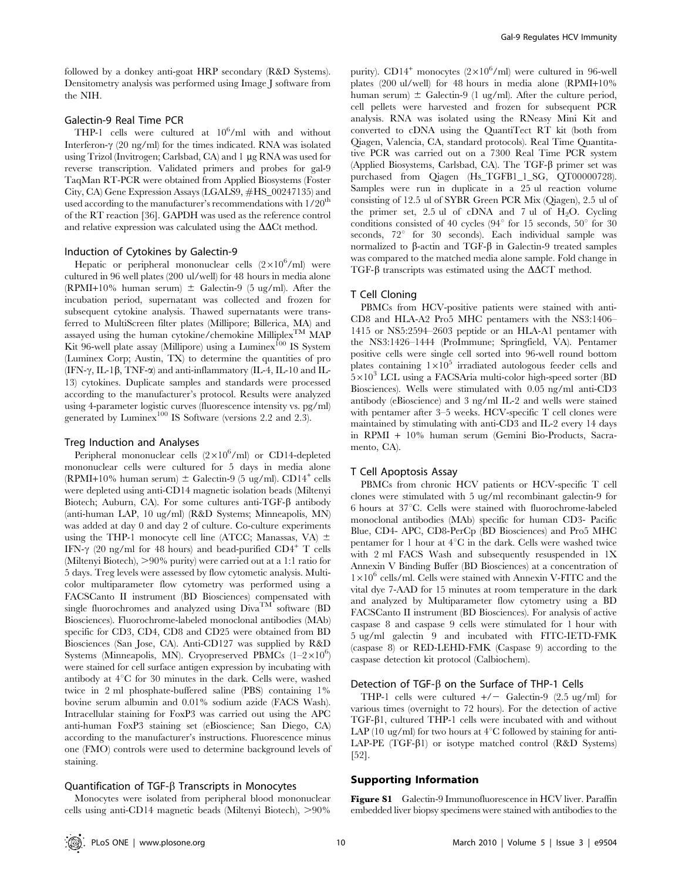followed by a donkey anti-goat HRP secondary (R&D Systems). Densitometry analysis was performed using Image J software from the NIH.

### Galectin-9 Real Time PCR

THP-1 cells were cultured at $10^6$/ml with and without Interferon-γ (20 ng/ml) for the times indicated. RNA was isolated using Trizol (Invitrogen; Carlsbad, CA) and 1 μg RNA was used for reverse transcription. Validated primers and probes for gal-9 TaqMan RT-PCR were obtained from Applied Biosystems (Foster City, CA) Gene Expression Assays (LGALS9, #HS_00247135) and used according to the manufacturer's recommendations with 1/20th of the RT reaction [36]. GAPDH was used as the reference control and relative expression was calculated using the ΔΔCt method.

### Induction of Cytokines by Galectin-9

Hepatic or peripheral mononuclear cells ($2\times10^6$/ml) were cultured in 96 well plates (200 ul/well) for 48 hours in media alone (RPMI+10% human serum) ± Galectin-9 (5 ug/ml). After the incubation period, supernatant was collected and frozen for subsequent cytokine analysis. Thawed supernatants were transferred to MultiScreen filter plates (Millipore; Billerica, MA) and assayed using the human cytokine/chemokine Milliplex™ MAP Kit 96-well plate assay (Millipore) using a Luminex[100] IS System (Luminex Corp; Austin, TX) to determine the quantities of pro (IFN-γ, IL-1β, TNF-α) and anti-inflammatory (IL-4, IL-10 and IL-13) cytokines. Duplicate samples and standards were processed according to the manufacturer's protocol. Results were analyzed using 4-parameter logistic curves (fluorescence intensity vs. pg/ml) generated by Luminex[100] IS Software (versions 2.2 and 2.3).

### Treg Induction and Analyses

Peripheral mononuclear cells ($2\times10^6$/ml) or CD14-depleted mononuclear cells were cultured for 5 days in media alone (RPMI+10% human serum) ± Galectin-9 (5 ug/ml). $CD14^+$ cells were depleted using anti-CD14 magnetic isolation beads (Miltenyi Biotech; Auburn, CA). For some cultures anti-TGF-β antibody (anti-human LAP, 10 ug/ml) (R&D Systems; Minneapolis, MN) was added at day 0 and day 2 of culture. Co-culture experiments using the THP-1 monocyte cell line (ATCC; Manassas, VA) ± IFN-γ (20 ng/ml for 48 hours) and bead-purified $CD4^+$ T cells (Miltenyi Biotech, >90% purity) were carried out at a 1:1 ratio for 5 days. Treg levels were assessed by flow cytometic analysis. Multicolor multiparameter flow cytometry was performed using a FACSCanto II instrument (BD Biosciences) compensated with single fluorochromes and analyzed using Diva™ software (BD Biosciences). Fluorochrome-labeled monoclonal antibodies (MAb) specific for CD3, CD4, CD8 and CD25 were obtained from BD Biosciences (San Jose, CA). Anti-CD127 was supplied by R&D Systems (Minneapolis, MN). Cryopreserved PBMCs ($1–2\times10^6$) were stained for cell surface antigen expression by incubating with antibody at 4°C for 30 minutes in the dark. Cells were, washed twice in 2 ml phosphate-buffered saline (PBS) containing 1% bovine serum albumin and 0.01% sodium azide (FACS Wash). Intracellular staining for FoxP3 was carried out using the APC anti-human FoxP3 staining set (eBioscience; San Diego, CA) according to the manufacturer's instructions. Fluorescence minus one (FMO) controls were used to determine background levels of staining.

### Quantification of TGF-β Transcripts in Monocytes

Monocytes were isolated from peripheral blood mononuclear cells using anti-CD14 magnetic beads (Miltenyi Biotech), >90% purity). $CD14^+$ monocytes ($2\times10^6$/ml) were cultured in 96-well plates (200 ul/well) for 48 hours in media alone (RPMI+10% human serum) ± Galectin-9 (1 ug/ml). After the culture period, cell pellets were harvested and frozen for subsequent PCR analysis. RNA was isolated using the RNeasy Mini Kit and converted to cDNA using the QuantiTect RT kit (both from Qiagen, Valencia, CA, standard protocols). Real Time Quantitative PCR was carried out on a 7300 Real Time PCR system (Applied Biosystems, Carlsbad, CA). The TGF-β primer set was purchased from Qiagen (Hs_TGFB1_1_SG, QT00000728). Samples were run in duplicate in a 25 ul reaction volume consisting of 12.5 ul of SYBR Green PCR Mix (Qiagen), 2.5 ul of the primer set, 2.5 ul of cDNA and 7 ul of $H_2O$. Cycling conditions consisted of 40 cycles (94° for 15 seconds, 50° for 30 seconds, 72° for 30 seconds). Each individual sample was normalized to β-actin and TGF-β in Galectin-9 treated samples was compared to the matched media alone sample. Fold change in TGF-β transcripts was estimated using the ΔΔCT method.

### T Cell Cloning

PBMCs from HCV-positive patients were stained with anti-CD8 and HLA-A2 Pro5 MHC pentamers with the NS3:1406–1415 or NS5:2594–2603 peptide or an HLA-A1 pentamer with the NS3:1426–1444 (ProImmune; Springfield, VA). Pentamer positive cells were single cell sorted into 96-well round bottom plates containing $1\times10^5$ irradiated autologous feeder cells and $5\times10^3$ LCL using a FACSAria multi-color high-speed sorter (BD Biosciences). Wells were stimulated with 0.05 ng/ml anti-CD3 antibody (eBioscience) and 3 ng/ml IL-2 and wells were stained with pentamer after 3–5 weeks. HCV-specific T cell clones were maintained by stimulating with anti-CD3 and IL-2 every 14 days in RPMI + 10% human serum (Gemini Bio-Products, Sacramento, CA).

### T Cell Apoptosis Assay

PBMCs from chronic HCV patients or HCV-specific T cell clones were stimulated with 5 ug/ml recombinant galectin-9 for 6 hours at 37°C. Cells were stained with fluorochrome-labeled monoclonal antibodies (MAb) specific for human CD3- Pacific Blue, CD4- APC, CD8-PerCp (BD Biosciences) and Pro5 MHC pentamer for 1 hour at 4°C in the dark. Cells were washed twice with 2 ml FACS Wash and subsequently resuspended in 1X Annexin V Binding Buffer (BD Biosciences) at a concentration of $1\times10^6$ cells/ml. Cells were stained with Annexin V-FITC and the vital dye 7-AAD for 15 minutes at room temperature in the dark and analyzed by Multiparameter flow cytometry using a BD FACSCanto II instrument (BD Biosciences). For analysis of active caspase 8 and caspase 9 cells were stimulated for 1 hour with 5 ug/ml galectin 9 and incubated with FITC-IETD-FMK (caspase 8) or RED-LEHD-FMK (Caspase 9) according to the caspase detection kit protocol (Calbiochem).

### Detection of TGF-β on the Surface of THP-1 Cells

THP-1 cells were cultured +/− Galectin-9 (2.5 ug/ml) for various times (overnight to 72 hours). For the detection of active TGF-β1, cultured THP-1 cells were incubated with and without LAP (10 ug/ml) for two hours at 4°C followed by staining for anti-LAP-PE (TGF-β1) or isotype matched control (R&D Systems) [52].

## Supporting Information

**Figure S1** Galectin-9 Immunofluorescence in HCV liver. Paraffin embedded liver biopsy specimens were stained with antibodies to the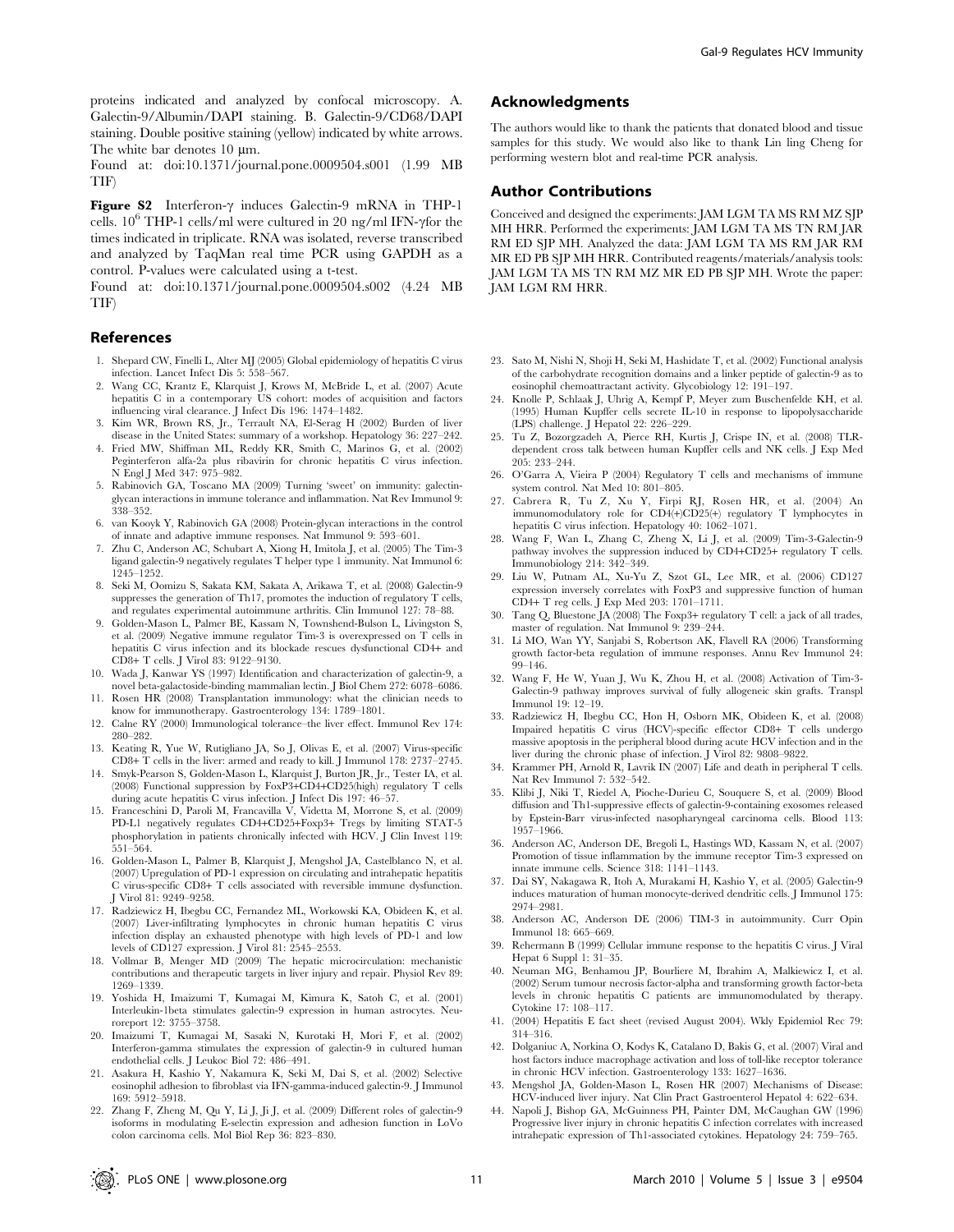proteins indicated and analyzed by confocal microscopy. A. Galectin-9/Albumin/DAPI staining. B. Galectin-9/CD68/DAPI staining. Double positive staining (yellow) indicated by white arrows. The white bar denotes 10 μm.

Found at: doi:10.1371/journal.pone.0009504.s001 (1.99 MB TIF)

**Figure S2** Interferon-γ induces Galectin-9 mRNA in THP-1 cells. $10^6$ THP-1 cells/ml were cultured in 20 ng/ml IFN-γfor the times indicated in triplicate. RNA was isolated, reverse transcribed and analyzed by TaqMan real time PCR using GAPDH as a control. P-values were calculated using a t-test.

Found at: doi:10.1371/journal.pone.0009504.s002 (4.24 MB TIF)

## Acknowledgments

The authors would like to thank the patients that donated blood and tissue samples for this study. We would also like to thank Lin ling Cheng for performing western blot and real-time PCR analysis.

## Author Contributions

Conceived and designed the experiments: JAM LGM TA MS RM MZ SJP MH HRR. Performed the experiments: JAM LGM TA MS TN RM JAR RM ED SJP MH. Analyzed the data: JAM LGM TA MS RM JAR RM MR ED PB SJP MH HRR. Contributed reagents/materials/analysis tools: JAM LGM TA MS TN RM MZ MR ED PB SJP MH. Wrote the paper: JAM LGM RM HRR.

## References

1. Shepard CW, Finelli L, Alter MJ (2005) Global epidemiology of hepatitis C virus infection. Lancet Infect Dis 5: 558–567.
2. Wang CC, Krantz E, Klarquist J, Krows M, McBride L, et al. (2007) Acute hepatitis C in a contemporary US cohort: modes of acquisition and factors influencing viral clearance. J Infect Dis 196: 1474–1482.
3. Kim WR, Brown RS, Jr., Terrault NA, El-Serag H (2002) Burden of liver disease in the United States: summary of a workshop. Hepatology 36: 227–242.
4. Fried MW, Shiffman ML, Reddy KR, Smith C, Marinos G, et al. (2002) Peginterferon alfa-2a plus ribavirin for chronic hepatitis C virus infection. N Engl J Med 347: 975–982.
5. Rabinovich GA, Toscano MA (2009) Turning 'sweet' on immunity: galectin-glycan interactions in immune tolerance and inflammation. Nat Rev Immunol 9: 338–352.
6. van Kooyk Y, Rabinovich GA (2008) Protein-glycan interactions in the control of innate and adaptive immune responses. Nat Immunol 9: 593–601.
7. Zhu C, Anderson AC, Schubart A, Xiong H, Imitola J, et al. (2005) The Tim-3 ligand galectin-9 negatively regulates T helper type 1 immunity. Nat Immunol 6: 1245–1252.
8. Seki M, Oomizu S, Sakata KM, Sakata A, Arikawa T, et al. (2008) Galectin-9 suppresses the generation of Th17, promotes the induction of regulatory T cells, and regulates experimental autoimmune arthritis. Clin Immunol 127: 78–88.
9. Golden-Mason L, Palmer BE, Kassam N, Townshend-Bulson L, Livingston S, et al. (2009) Negative immune regulator Tim-3 is overexpressed on T cells in hepatitis C virus infection and its blockade rescues dysfunctional CD4+ and CD8+ T cells. J Virol 83: 9122–9130.
10. Wada J, Kanwar YS (1997) Identification and characterization of galectin-9, a novel beta-galactoside-binding mammalian lectin. J Biol Chem 272: 6078–6086.
11. Rosen HR (2008) Transplantation immunology: what the clinician needs to know for immunotherapy. Gastroenterology 134: 1789–1801.
12. Calne RY (2000) Immunological tolerance–the liver effect. Immunol Rev 174: 280–282.
13. Keating R, Yue W, Rutigliano JA, So J, Olivas E, et al. (2007) Virus-specific CD8+ T cells in the liver: armed and ready to kill. J Immunol 178: 2737–2745.
14. Smyk-Pearson S, Golden-Mason L, Klarquist J, Burton JR, Jr., Tester IA, et al. (2008) Functional suppression by FoxP3+CD4+CD25(high) regulatory T cells during acute hepatitis C virus infection. J Infect Dis 197: 46–57.
15. Franceschini D, Paroli M, Francavilla V, Videtta M, Morrone S, et al. (2009) PD-L1 negatively regulates CD4+CD25+Foxp3+ Tregs by limiting STAT-5 phosphorylation in patients chronically infected with HCV. J Clin Invest 119: 551–564.
16. Golden-Mason L, Palmer B, Klarquist J, Mengshol JA, Castelblanco N, et al. (2007) Upregulation of PD-1 expression on circulating and intrahepatic hepatitis C virus-specific CD8+ T cells associated with reversible immune dysfunction. J Virol 81: 9249–9258.
17. Radziewicz H, Ibegbu CC, Fernandez ML, Workowski KA, Obideen K, et al. (2007) Liver-infiltrating lymphocytes in chronic human hepatitis C virus infection display an exhausted phenotype with high levels of PD-1 and low levels of CD127 expression. J Virol 81: 2545–2553.
18. Vollmar B, Menger MD (2009) The hepatic microcirculation: mechanistic contributions and therapeutic targets in liver injury and repair. Physiol Rev 89: 1269–1339.
19. Yoshida H, Imaizumi T, Kumagai M, Kimura K, Satoh C, et al. (2001) Interleukin-1beta stimulates galectin-9 expression in human astrocytes. Neuroreport 12: 3755–3758.
20. Imaizumi T, Kumagai M, Sasaki N, Kurotaki H, Mori F, et al. (2002) Interferon-gamma stimulates the expression of galectin-9 in cultured human endothelial cells. J Leukoc Biol 72: 486–491.
21. Asakura H, Kashio Y, Nakamura K, Seki M, Dai S, et al. (2002) Selective eosinophil adhesion to fibroblast via IFN-gamma-induced galectin-9. J Immunol 169: 5912–5918.
22. Zhang F, Zheng M, Qu Y, Li J, Ji J, et al. (2009) Different roles of galectin-9 isoforms in modulating E-selectin expression and adhesion function in LoVo colon carcinoma cells. Mol Biol Rep 36: 823–830.
23. Sato M, Nishi N, Shoji H, Seki M, Hashidate T, et al. (2002) Functional analysis of the carbohydrate recognition domains and a linker peptide of galectin-9 as to eosinophil chemoattractant activity. Glycobiology 12: 191–197.
24. Knolle P, Schlaak J, Uhrig A, Kempf P, Meyer zum Buschenfelde KH, et al. (1995) Human Kupffer cells secrete IL-10 in response to lipopolysaccharide (LPS) challenge. J Hepatol 22: 226–229.
25. Tu Z, Bozorgzadeh A, Pierce RH, Kurtis J, Crispe IN, et al. (2008) TLR-dependent cross talk between human Kupffer cells and NK cells. J Exp Med 205: 233–244.
26. O'Garra A, Vieira P (2004) Regulatory T cells and mechanisms of immune system control. Nat Med 10: 801–805.
27. Cabrera R, Tu Z, Xu Y, Firpi RJ, Rosen HR, et al. (2004) An immunomodulatory role for CD4(+)CD25(+) regulatory T lymphocytes in hepatitis C virus infection. Hepatology 40: 1062–1071.
28. Wang F, Wan L, Zhang C, Zheng X, Li J, et al. (2009) Tim-3-Galectin-9 pathway involves the suppression induced by CD4+CD25+ regulatory T cells. Immunobiology 214: 342–349.
29. Liu W, Putnam AL, Xu-Yu Z, Szot GL, Lee MR, et al. (2006) CD127 expression inversely correlates with FoxP3 and suppressive function of human CD4+ T reg cells. J Exp Med 203: 1701–1711.
30. Tang Q, Bluestone JA (2008) The Foxp3+ regulatory T cell: a jack of all trades, master of regulation. Nat Immunol 9: 239–244.
31. Li MO, Wan YY, Sanjabi S, Robertson AK, Flavell RA (2006) Transforming growth factor-beta regulation of immune responses. Annu Rev Immunol 24: 99–146.
32. Wang F, He W, Yuan J, Wu K, Zhou H, et al. (2008) Activation of Tim-3-Galectin-9 pathway improves survival of fully allogeneic skin grafts. Transpl Immunol 19: 12–19.
33. Radziewicz H, Ibegbu CC, Hon H, Osborn MK, Obideen K, et al. (2008) Impaired hepatitis C virus (HCV)-specific effector CD8+ T cells undergo massive apoptosis in the peripheral blood during acute HCV infection and in the liver during the chronic phase of infection. J Virol 82: 9808–9822.
34. Krammer PH, Arnold R, Lavrik IN (2007) Life and death in peripheral T cells. Nat Rev Immunol 7: 532–542.
35. Klibi J, Niki T, Riedel A, Pioche-Durieu C, Souquere S, et al. (2009) Blood diffusion and Th1-suppressive effects of galectin-9-containing exosomes released by Epstein-Barr virus-infected nasopharyngeal carcinoma cells. Blood 113: 1957–1966.
36. Anderson AC, Anderson DE, Bregoli L, Hastings WD, Kassam N, et al. (2007) Promotion of tissue inflammation by the immune receptor Tim-3 expressed on innate immune cells. Science 318: 1141–1143.
37. Dai SY, Nakagawa R, Itoh A, Murakami H, Kashio Y, et al. (2005) Galectin-9 induces maturation of human monocyte-derived dendritic cells. J Immunol 175: 2974–2981.
38. Anderson AC, Anderson DE (2006) TIM-3 in autoimmunity. Curr Opin Immunol 18: 665–669.
39. Rehermann B (1999) Cellular immune response to the hepatitis C virus. J Viral Hepat 6 Suppl 1: 31–35.
40. Neuman MG, Benhamou JP, Bourliere M, Ibrahim A, Malkiewicz I, et al. (2002) Serum tumour necrosis factor-alpha and transforming growth factor-beta levels in chronic hepatitis C patients are immunomodulated by therapy. Cytokine 17: 108–117.
41. (2004) Hepatitis E fact sheet (revised August 2004). Wkly Epidemiol Rec 79: 314–316.
42. Dolganiuc A, Norkina O, Kodys K, Catalano D, Bakis G, et al. (2007) Viral and host factors induce macrophage activation and loss of toll-like receptor tolerance in chronic HCV infection. Gastroenterology 133: 1627–1636.
43. Mengshol JA, Golden-Mason L, Rosen HR (2007) Mechanisms of Disease: HCV-induced liver injury. Nat Clin Pract Gastroenterol Hepatol 4: 622–634.
44. Napoli J, Bishop GA, McGuinness PH, Painter DM, McCaughan GW (1996) Progressive liver injury in chronic hepatitis C infection correlates with increased intrahepatic expression of Th1-associated cytokines. Hepatology 24: 759–765.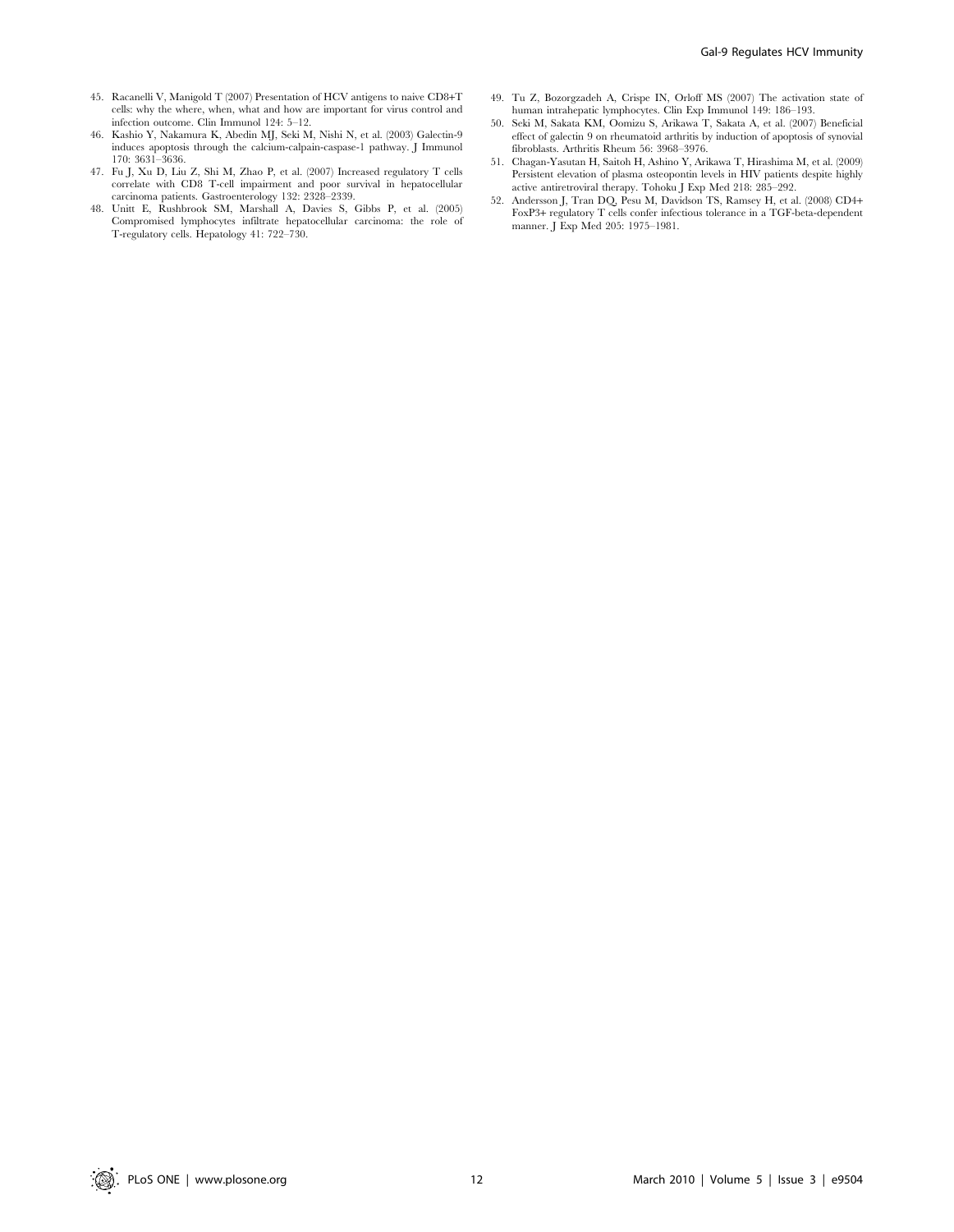45. Racanelli V, Manigold T (2007) Presentation of HCV antigens to naive CD8+T cells: why the where, when, what and how are important for virus control and infection outcome. Clin Immunol 124: 5–12.
46. Kashio Y, Nakamura K, Abedin MJ, Seki M, Nishi N, et al. (2003) Galectin-9 induces apoptosis through the calcium-calpain-caspase-1 pathway. J Immunol 170: 3631–3636.
47. Fu J, Xu D, Liu Z, Shi M, Zhao P, et al. (2007) Increased regulatory T cells correlate with CD8 T-cell impairment and poor survival in hepatocellular carcinoma patients. Gastroenterology 132: 2328–2339.
48. Unitt E, Rushbrook SM, Marshall A, Davies S, Gibbs P, et al. (2005) Compromised lymphocytes infiltrate hepatocellular carcinoma: the role of T-regulatory cells. Hepatology 41: 722–730.
49. Tu Z, Bozorgzadeh A, Crispe IN, Orloff MS (2007) The activation state of human intrahepatic lymphocytes. Clin Exp Immunol 149: 186–193.
50. Seki M, Sakata KM, Oomizu S, Arikawa T, Sakata A, et al. (2007) Beneficial effect of galectin 9 on rheumatoid arthritis by induction of apoptosis of synovial fibroblasts. Arthritis Rheum 56: 3968–3976.
51. Chagan-Yasutan H, Saitoh H, Ashino Y, Arikawa T, Hirashima M, et al. (2009) Persistent elevation of plasma osteopontin levels in HIV patients despite highly active antiretroviral therapy. Tohoku J Exp Med 218: 285–292.
52. Andersson J, Tran DQ, Pesu M, Davidson TS, Ramsey H, et al. (2008) CD4+ FoxP3+ regulatory T cells confer infectious tolerance in a TGF-beta-dependent manner. J Exp Med 205: 1975–1981.